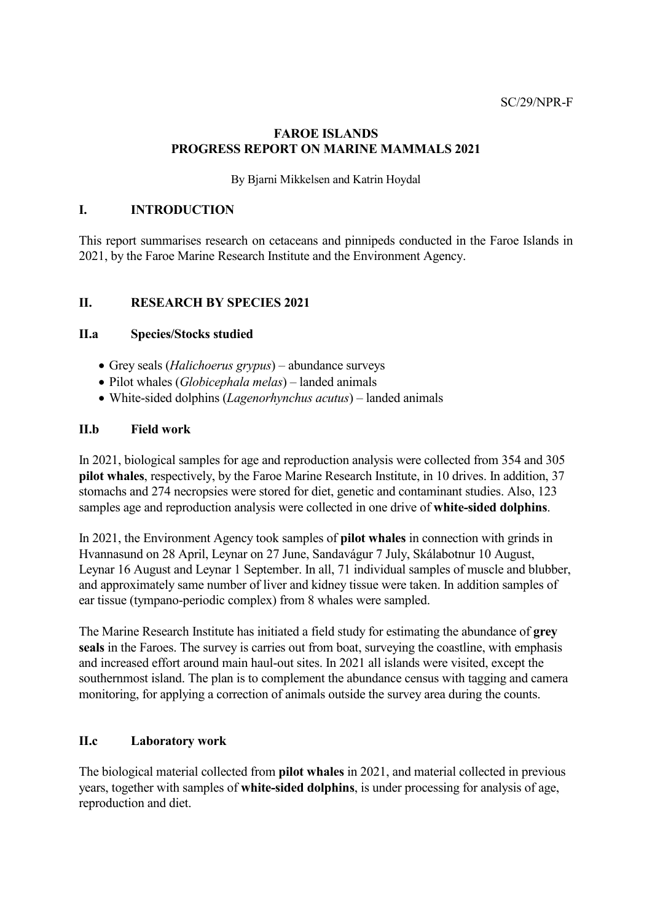SC/29/NPR-F

# FAROE ISLANDS
# PROGRESS REPORT ON MARINE MAMMALS 2021

By Bjarni Mikkelsen and Katrin Hoydal

## I. INTRODUCTION

This report summarises research on cetaceans and pinnipeds conducted in the Faroe Islands in 2021, by the Faroe Marine Research Institute and the Environment Agency.

## II. RESEARCH BY SPECIES 2021

### II.a Species/Stocks studied

- Grey seals (*Halichoerus grypus*) – abundance surveys
- Pilot whales (*Globicephala melas*) – landed animals
- White-sided dolphins (*Lagenorhynchus acutus*) – landed animals

### II.b Field work

In 2021, biological samples for age and reproduction analysis were collected from 354 and 305 **pilot whales**, respectively, by the Faroe Marine Research Institute, in 10 drives. In addition, 37 stomachs and 274 necropsies were stored for diet, genetic and contaminant studies. Also, 123 samples age and reproduction analysis were collected in one drive of **white-sided dolphins**.

In 2021, the Environment Agency took samples of **pilot whales** in connection with grinds in Hvannasund on 28 April, Leynar on 27 June, Sandavágur 7 July, Skálabotnur 10 August, Leynar 16 August and Leynar 1 September. In all, 71 individual samples of muscle and blubber, and approximately same number of liver and kidney tissue were taken. In addition samples of ear tissue (tympano-periodic complex) from 8 whales were sampled.

The Marine Research Institute has initiated a field study for estimating the abundance of **grey seals** in the Faroes. The survey is carries out from boat, surveying the coastline, with emphasis and increased effort around main haul-out sites. In 2021 all islands were visited, except the southernmost island. The plan is to complement the abundance census with tagging and camera monitoring, for applying a correction of animals outside the survey area during the counts.

### II.c Laboratory work

The biological material collected from **pilot whales** in 2021, and material collected in previous years, together with samples of **white-sided dolphins**, is under processing for analysis of age, reproduction and diet.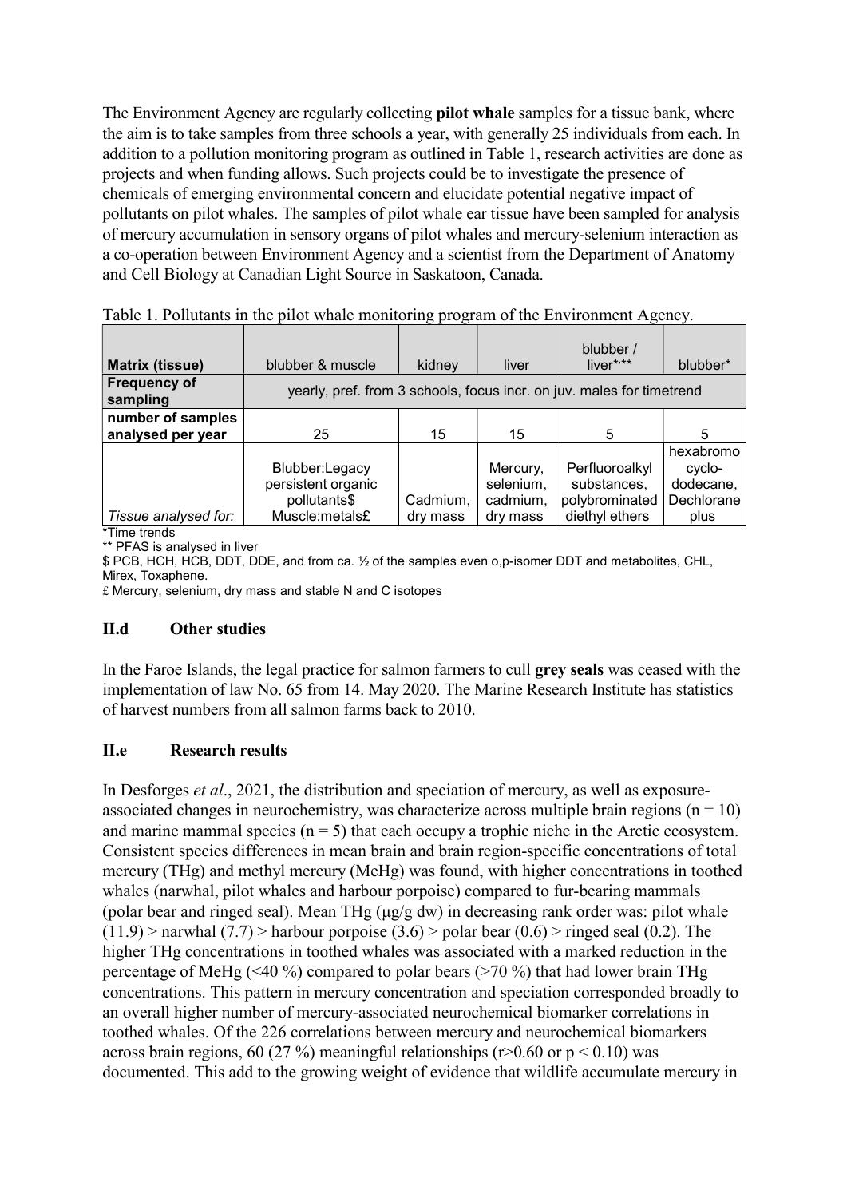The Environment Agency are regularly collecting **pilot whale** samples for a tissue bank, where the aim is to take samples from three schools a year, with generally 25 individuals from each. In addition to a pollution monitoring program as outlined in Table 1, research activities are done as projects and when funding allows. Such projects could be to investigate the presence of chemicals of emerging environmental concern and elucidate potential negative impact of pollutants on pilot whales. The samples of pilot whale ear tissue have been sampled for analysis of mercury accumulation in sensory organs of pilot whales and mercury-selenium interaction as a co-operation between Environment Agency and a scientist from the Department of Anatomy and Cell Biology at Canadian Light Source in Saskatoon, Canada.

Table 1. Pollutants in the pilot whale monitoring program of the Environment Agency.

| **Matrix (tissue)** | blubber & muscle | kidney | liver | blubber / liver*,** | blubber* |
|---|---|---|---|---|---|
| **Frequency of sampling** | yearly, pref. from 3 schools, focus incr. on juv. males for timetrend | | | | |
| **number of samples analysed per year** | 25 | 15 | 15 | 5 | 5 |
| *Tissue analysed for:* | Blubber:Legacy persistent organic pollutants$ Muscle:metals£ | Cadmium, dry mass | Mercury, selenium, cadmium, dry mass | Perfluoroalkyl substances, polybrominated diethyl ethers | hexabromo cyclo-dodecane, Dechlorane plus |

*Time trends

** PFAS is analysed in liver

$ PCB, HCH, HCB, DDT, DDE, and from ca. ½ of the samples even o,p-isomer DDT and metabolites, CHL, Mirex, Toxaphene.

£ Mercury, selenium, dry mass and stable N and C isotopes

## II.d Other studies

In the Faroe Islands, the legal practice for salmon farmers to cull **grey seals** was ceased with the implementation of law No. 65 from 14. May 2020. The Marine Research Institute has statistics of harvest numbers from all salmon farms back to 2010.

## II.e Research results

In Desforges *et al*., 2021, the distribution and speciation of mercury, as well as exposure-associated changes in neurochemistry, was characterize across multiple brain regions ($n = 10$) and marine mammal species ($n = 5$) that each occupy a trophic niche in the Arctic ecosystem. Consistent species differences in mean brain and brain region-specific concentrations of total mercury (THg) and methyl mercury (MeHg) was found, with higher concentrations in toothed whales (narwhal, pilot whales and harbour porpoise) compared to fur-bearing mammals (polar bear and ringed seal). Mean THg (µg/g dw) in decreasing rank order was: pilot whale (11.9) > narwhal (7.7) > harbour porpoise (3.6) > polar bear (0.6) > ringed seal (0.2). The higher THg concentrations in toothed whales was associated with a marked reduction in the percentage of MeHg (<40 %) compared to polar bears (>70 %) that had lower brain THg concentrations. This pattern in mercury concentration and speciation corresponded broadly to an overall higher number of mercury-associated neurochemical biomarker correlations in toothed whales. Of the 226 correlations between mercury and neurochemical biomarkers across brain regions, 60 (27 %) meaningful relationships ($r>0.60$ or $p < 0.10$) was documented. This add to the growing weight of evidence that wildlife accumulate mercury in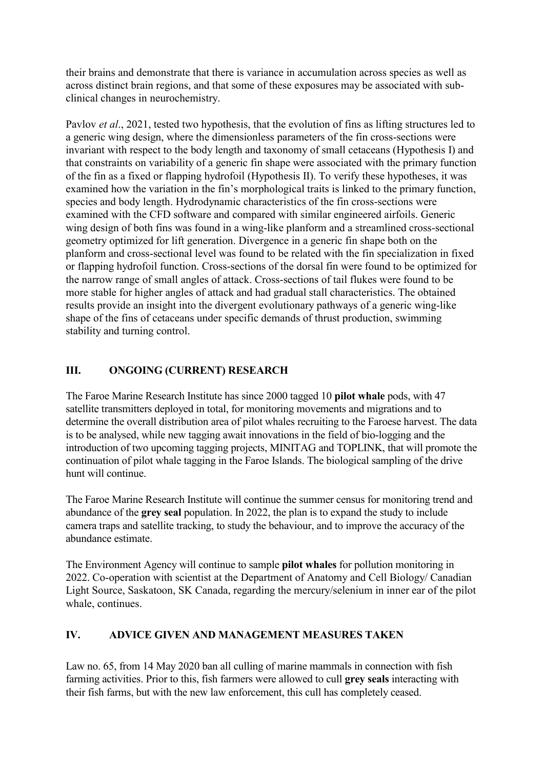their brains and demonstrate that there is variance in accumulation across species as well as across distinct brain regions, and that some of these exposures may be associated with sub-clinical changes in neurochemistry.

Pavlov *et al*., 2021, tested two hypothesis, that the evolution of fins as lifting structures led to a generic wing design, where the dimensionless parameters of the fin cross-sections were invariant with respect to the body length and taxonomy of small cetaceans (Hypothesis I) and that constraints on variability of a generic fin shape were associated with the primary function of the fin as a fixed or flapping hydrofoil (Hypothesis II). To verify these hypotheses, it was examined how the variation in the fin's morphological traits is linked to the primary function, species and body length. Hydrodynamic characteristics of the fin cross-sections were examined with the CFD software and compared with similar engineered airfoils. Generic wing design of both fins was found in a wing-like planform and a streamlined cross-sectional geometry optimized for lift generation. Divergence in a generic fin shape both on the planform and cross-sectional level was found to be related with the fin specialization in fixed or flapping hydrofoil function. Cross-sections of the dorsal fin were found to be optimized for the narrow range of small angles of attack. Cross-sections of tail flukes were found to be more stable for higher angles of attack and had gradual stall characteristics. The obtained results provide an insight into the divergent evolutionary pathways of a generic wing-like shape of the fins of cetaceans under specific demands of thrust production, swimming stability and turning control.

## III. ONGOING (CURRENT) RESEARCH

The Faroe Marine Research Institute has since 2000 tagged 10 **pilot whale** pods, with 47 satellite transmitters deployed in total, for monitoring movements and migrations and to determine the overall distribution area of pilot whales recruiting to the Faroese harvest. The data is to be analysed, while new tagging await innovations in the field of bio-logging and the introduction of two upcoming tagging projects, MINITAG and TOPLINK, that will promote the continuation of pilot whale tagging in the Faroe Islands. The biological sampling of the drive hunt will continue.

The Faroe Marine Research Institute will continue the summer census for monitoring trend and abundance of the **grey seal** population. In 2022, the plan is to expand the study to include camera traps and satellite tracking, to study the behaviour, and to improve the accuracy of the abundance estimate.

The Environment Agency will continue to sample **pilot whales** for pollution monitoring in 2022. Co-operation with scientist at the Department of Anatomy and Cell Biology/ Canadian Light Source, Saskatoon, SK Canada, regarding the mercury/selenium in inner ear of the pilot whale, continues.

## IV. ADVICE GIVEN AND MANAGEMENT MEASURES TAKEN

Law no. 65, from 14 May 2020 ban all culling of marine mammals in connection with fish farming activities. Prior to this, fish farmers were allowed to cull **grey seals** interacting with their fish farms, but with the new law enforcement, this cull has completely ceased.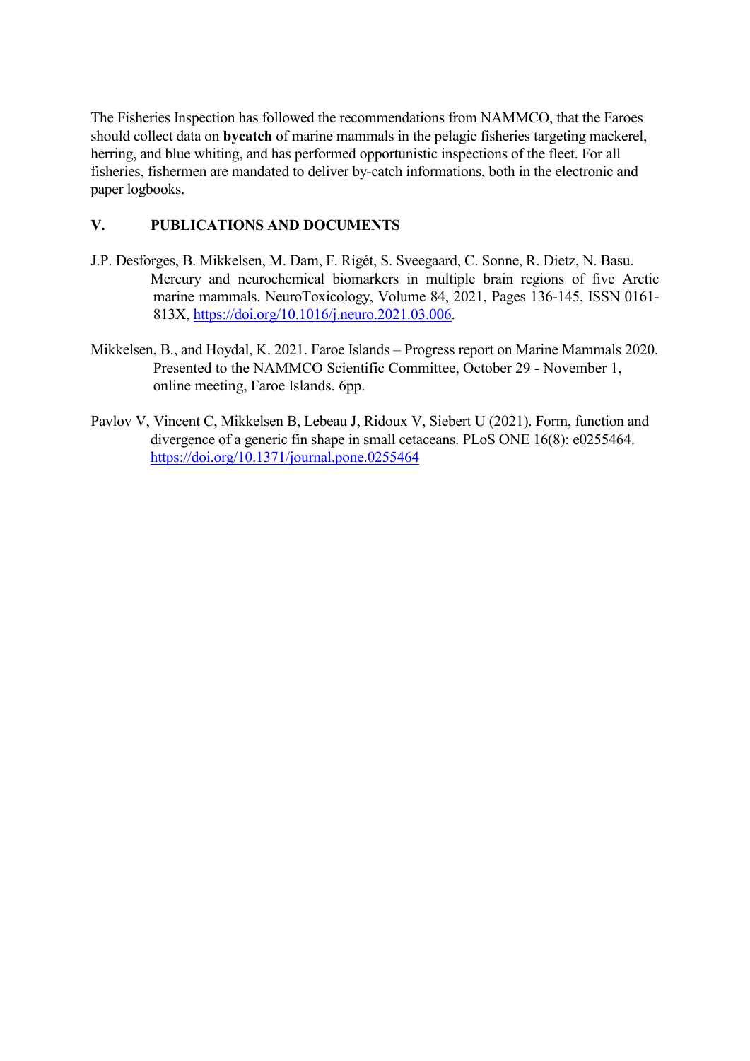The Fisheries Inspection has followed the recommendations from NAMMCO, that the Faroes should collect data on **bycatch** of marine mammals in the pelagic fisheries targeting mackerel, herring, and blue whiting, and has performed opportunistic inspections of the fleet. For all fisheries, fishermen are mandated to deliver by-catch informations, both in the electronic and paper logbooks.

## V. PUBLICATIONS AND DOCUMENTS

J.P. Desforges, B. Mikkelsen, M. Dam, F. Rigét, S. Sveegaard, C. Sonne, R. Dietz, N. Basu. Mercury and neurochemical biomarkers in multiple brain regions of five Arctic marine mammals. NeuroToxicology, Volume 84, 2021, Pages 136-145, ISSN 0161-813X, https://doi.org/10.1016/j.neuro.2021.03.006.

Mikkelsen, B., and Hoydal, K. 2021. Faroe Islands – Progress report on Marine Mammals 2020. Presented to the NAMMCO Scientific Committee, October 29 - November 1, online meeting, Faroe Islands. 6pp.

Pavlov V, Vincent C, Mikkelsen B, Lebeau J, Ridoux V, Siebert U (2021). Form, function and divergence of a generic fin shape in small cetaceans. PLoS ONE 16(8): e0255464. https://doi.org/10.1371/journal.pone.0255464